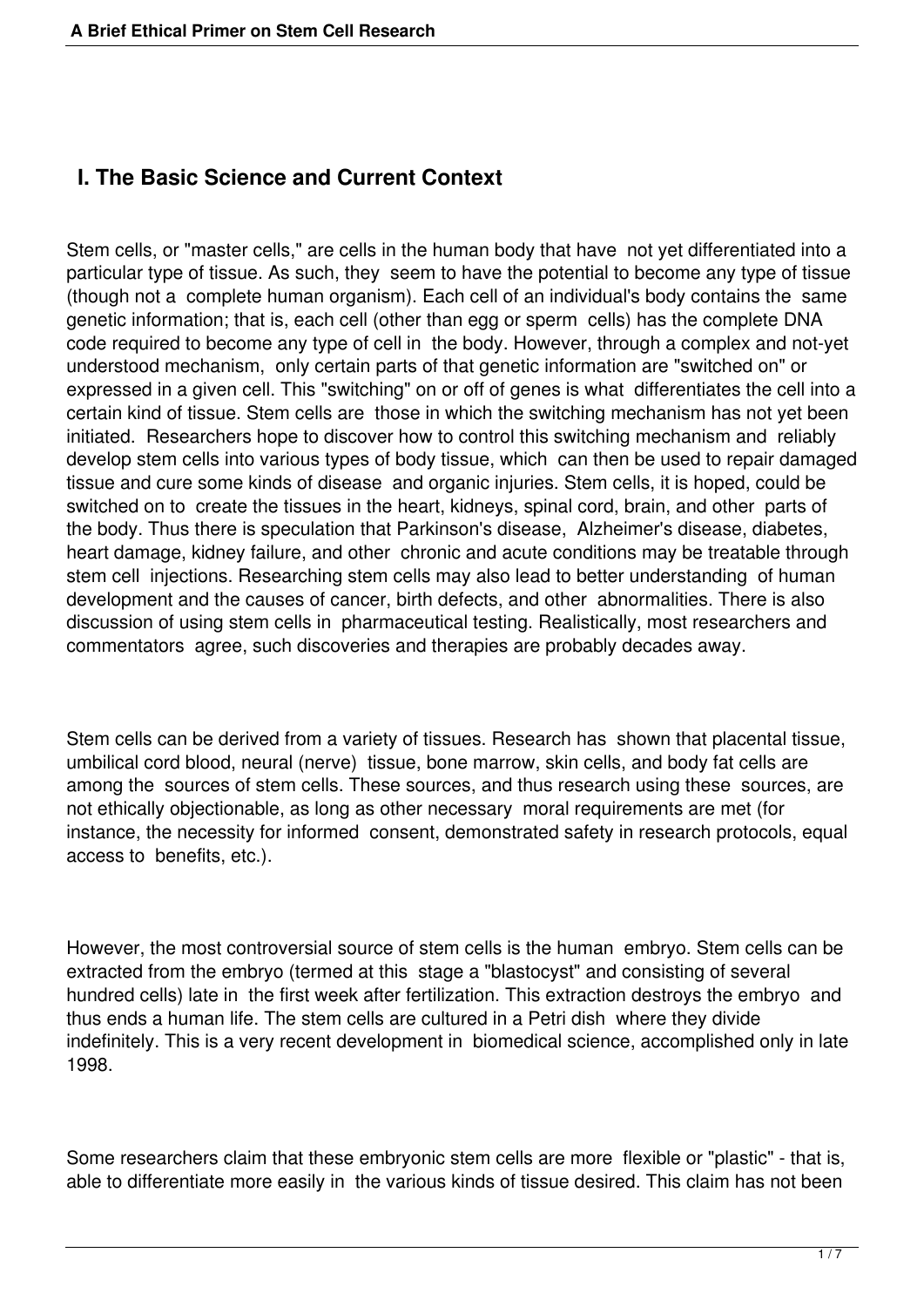## I. The Basic Science and Current Context

Stem cells, or "master cells," are cells in the human body that have not yet differentiated into a particular type of tissue. As such, they seem to have the potential to become any type of tissue (though not a complete human organism). Each cell of an individual's body contains the same genetic information; that is, each cell (other than egg or sperm cells) has the complete DNA code required to become any type of cell in the body. However, through a complex and not-yet understood mechanism, only certain parts of that genetic information are "switched on" or expressed in a given cell. This "switching" on or off of genes is what differentiates the cell into a certain kind of tissue. Stem cells are those in which the switching mechanism has not yet been initiated. Researchers hope to discover how to control this switching mechanism and reliably develop stem cells into various types of body tissue, which can then be used to repair damaged tissue and cure some kinds of disease and organic injuries. Stem cells, it is hoped, could be switched on to create the tissues in the heart, kidneys, spinal cord, brain, and other parts of the body. Thus there is speculation that Parkinson's disease, Alzheimer's disease, diabetes, heart damage, kidney failure, and other chronic and acute conditions may be treatable through stem cell injections. Researching stem cells may also lead to better understanding of human development and the causes of cancer, birth defects, and other abnormalities. There is also discussion of using stem cells in pharmaceutical testing. Realistically, most researchers and commentators agree, such discoveries and therapies are probably decades away.

Stem cells can be derived from a variety of tissues. Research has shown that placental tissue, umbilical cord blood, neural (nerve) tissue, bone marrow, skin cells, and body fat cells are among the sources of stem cells. These sources, and thus research using these sources, are not ethically objectionable, as long as other necessary moral requirements are met (for instance, the necessity for informed consent, demonstrated safety in research protocols, equal access to benefits, etc.).

However, the most controversial source of stem cells is the human embryo. Stem cells can be extracted from the embryo (termed at this stage a "blastocyst" and consisting of several hundred cells) late in the first week after fertilization. This extraction destroys the embryo and thus ends a human life. The stem cells are cultured in a Petri dish where they divide indefinitely. This is a very recent development in biomedical science, accomplished only in late 1998.

Some researchers claim that these embryonic stem cells are more flexible or "plastic" - that is, able to differentiate more easily in the various kinds of tissue desired. This claim has not been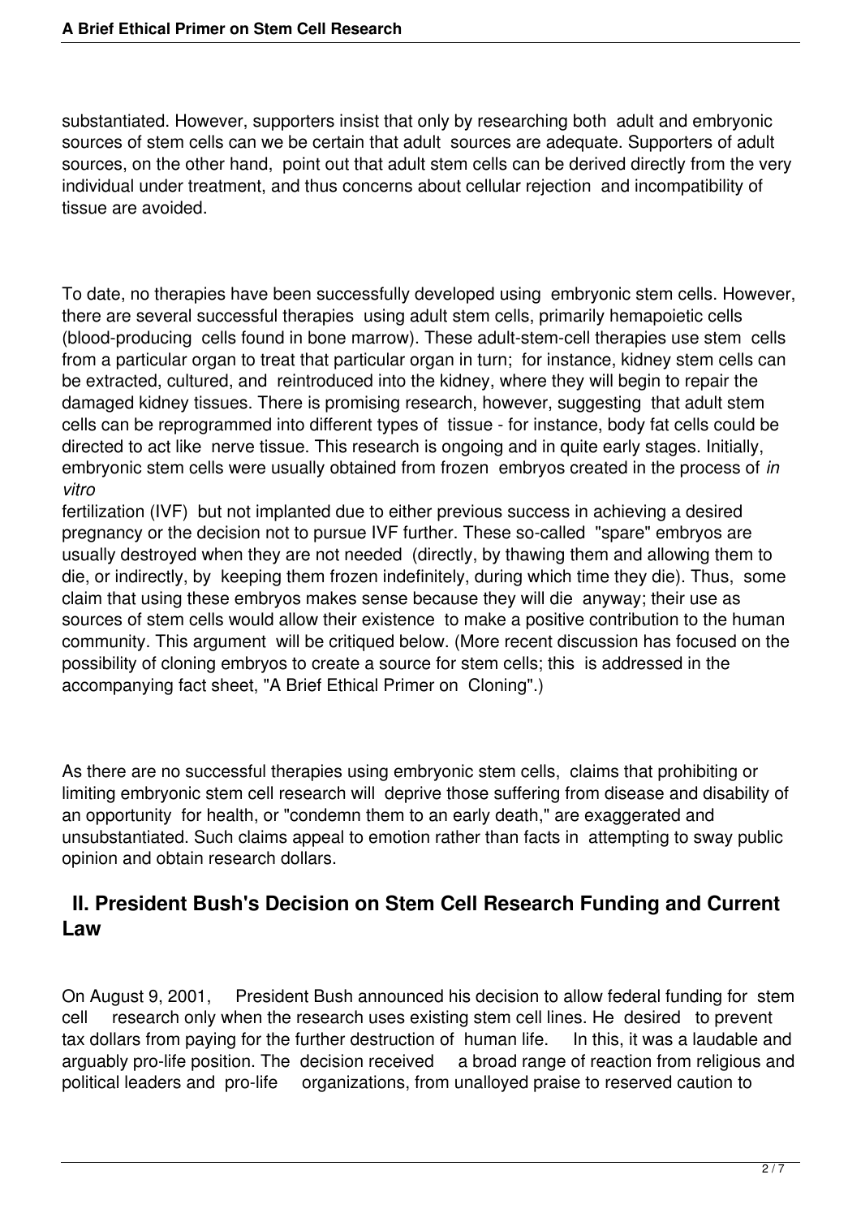substantiated. However, supporters insist that only by researching both adult and embryonic sources of stem cells can we be certain that adult sources are adequate. Supporters of adult sources, on the other hand, point out that adult stem cells can be derived directly from the very individual under treatment, and thus concerns about cellular rejection and incompatibility of tissue are avoided.

To date, no therapies have been successfully developed using embryonic stem cells. However, there are several successful therapies using adult stem cells, primarily hemapoietic cells (blood-producing cells found in bone marrow). These adult-stem-cell therapies use stem cells from a particular organ to treat that particular organ in turn; for instance, kidney stem cells can be extracted, cultured, and reintroduced into the kidney, where they will begin to repair the damaged kidney tissues. There is promising research, however, suggesting that adult stem cells can be reprogrammed into different types of tissue - for instance, body fat cells could be directed to act like nerve tissue. This research is ongoing and in quite early stages. Initially, embryonic stem cells were usually obtained from frozen embryos created in the process of *in vitro* fertilization (IVF) but not implanted due to either previous success in achieving a desired pregnancy or the decision not to pursue IVF further. These so-called "spare" embryos are usually destroyed when they are not needed (directly, by thawing them and allowing them to die, or indirectly, by keeping them frozen indefinitely, during which time they die). Thus, some claim that using these embryos makes sense because they will die anyway; their use as sources of stem cells would allow their existence to make a positive contribution to the human community. This argument will be critiqued below. (More recent discussion has focused on the possibility of cloning embryos to create a source for stem cells; this is addressed in the accompanying fact sheet, "A Brief Ethical Primer on Cloning".)

As there are no successful therapies using embryonic stem cells, claims that prohibiting or limiting embryonic stem cell research will deprive those suffering from disease and disability of an opportunity for health, or "condemn them to an early death," are exaggerated and unsubstantiated. Such claims appeal to emotion rather than facts in attempting to sway public opinion and obtain research dollars.

## II. President Bush's Decision on Stem Cell Research Funding and Current Law

On August 9, 2001, President Bush announced his decision to allow federal funding for stem cell research only when the research uses existing stem cell lines. He desired to prevent tax dollars from paying for the further destruction of human life. In this, it was a laudable and arguably pro-life position. The decision received a broad range of reaction from religious and political leaders and pro-life organizations, from unalloyed praise to reserved caution to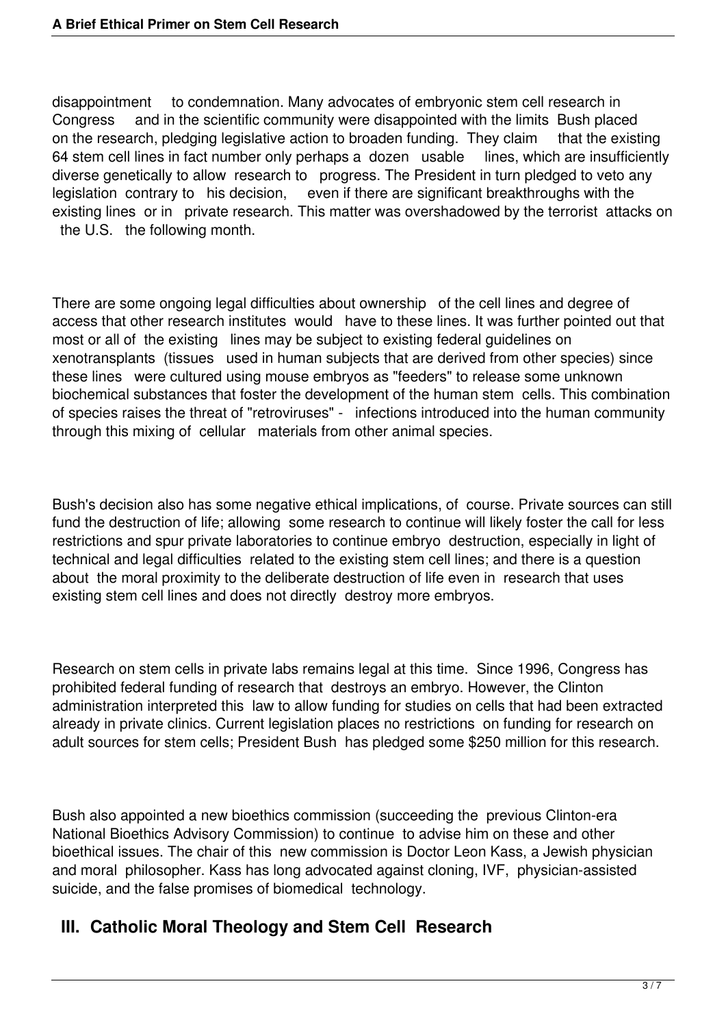disappointment to condemnation. Many advocates of embryonic stem cell research in Congress and in the scientific community were disappointed with the limits Bush placed on the research, pledging legislative action to broaden funding. They claim that the existing 64 stem cell lines in fact number only perhaps a dozen usable lines, which are insufficiently diverse genetically to allow research to progress. The President in turn pledged to veto any legislation contrary to his decision, even if there are significant breakthroughs with the existing lines or in private research. This matter was overshadowed by the terrorist attacks on the U.S. the following month.

There are some ongoing legal difficulties about ownership of the cell lines and degree of access that other research institutes would have to these lines. It was further pointed out that most or all of the existing lines may be subject to existing federal guidelines on xenotransplants (tissues used in human subjects that are derived from other species) since these lines were cultured using mouse embryos as "feeders" to release some unknown biochemical substances that foster the development of the human stem cells. This combination of species raises the threat of "retroviruses" - infections introduced into the human community through this mixing of cellular materials from other animal species.

Bush's decision also has some negative ethical implications, of course. Private sources can still fund the destruction of life; allowing some research to continue will likely foster the call for less restrictions and spur private laboratories to continue embryo destruction, especially in light of technical and legal difficulties related to the existing stem cell lines; and there is a question about the moral proximity to the deliberate destruction of life even in research that uses existing stem cell lines and does not directly destroy more embryos.

Research on stem cells in private labs remains legal at this time. Since 1996, Congress has prohibited federal funding of research that destroys an embryo. However, the Clinton administration interpreted this law to allow funding for studies on cells that had been extracted already in private clinics. Current legislation places no restrictions on funding for research on adult sources for stem cells; President Bush has pledged some $250 million for this research.

Bush also appointed a new bioethics commission (succeeding the previous Clinton-era National Bioethics Advisory Commission) to continue to advise him on these and other bioethical issues. The chair of this new commission is Doctor Leon Kass, a Jewish physician and moral philosopher. Kass has long advocated against cloning, IVF, physician-assisted suicide, and the false promises of biomedical technology.

## III. Catholic Moral Theology and Stem Cell Research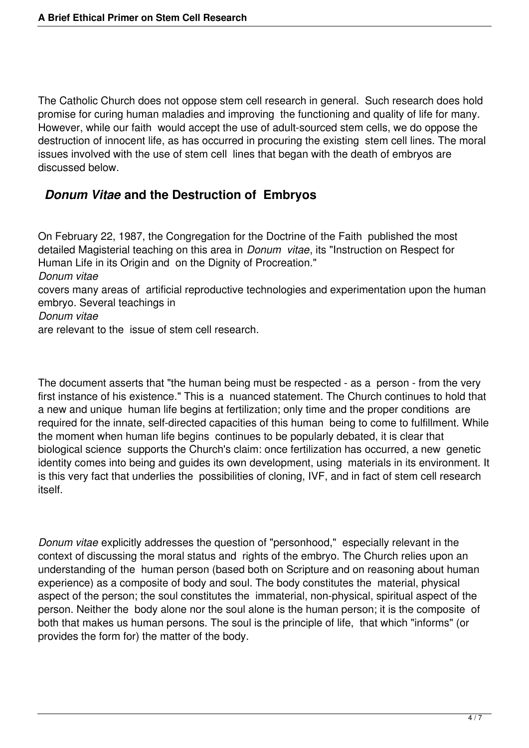The Catholic Church does not oppose stem cell research in general. Such research does hold promise for curing human maladies and improving the functioning and quality of life for many. However, while our faith would accept the use of adult-sourced stem cells, we do oppose the destruction of innocent life, as has occurred in procuring the existing stem cell lines. The moral issues involved with the use of stem cell lines that began with the death of embryos are discussed below.

## *Donum Vitae* and the Destruction of Embryos

On February 22, 1987, the Congregation for the Doctrine of the Faith published the most detailed Magisterial teaching on this area in *Donum vitae*, its "Instruction on Respect for Human Life in its Origin and on the Dignity of Procreation." *Donum vitae* covers many areas of artificial reproductive technologies and experimentation upon the human embryo. Several teachings in *Donum vitae* are relevant to the issue of stem cell research.

The document asserts that "the human being must be respected - as a person - from the very first instance of his existence." This is a nuanced statement. The Church continues to hold that a new and unique human life begins at fertilization; only time and the proper conditions are required for the innate, self-directed capacities of this human being to come to fulfillment. While the moment when human life begins continues to be popularly debated, it is clear that biological science supports the Church's claim: once fertilization has occurred, a new genetic identity comes into being and guides its own development, using materials in its environment. It is this very fact that underlies the possibilities of cloning, IVF, and in fact of stem cell research itself.

*Donum vitae* explicitly addresses the question of "personhood," especially relevant in the context of discussing the moral status and rights of the embryo. The Church relies upon an understanding of the human person (based both on Scripture and on reasoning about human experience) as a composite of body and soul. The body constitutes the material, physical aspect of the person; the soul constitutes the immaterial, non-physical, spiritual aspect of the person. Neither the body alone nor the soul alone is the human person; it is the composite of both that makes us human persons. The soul is the principle of life, that which "informs" (or provides the form for) the matter of the body.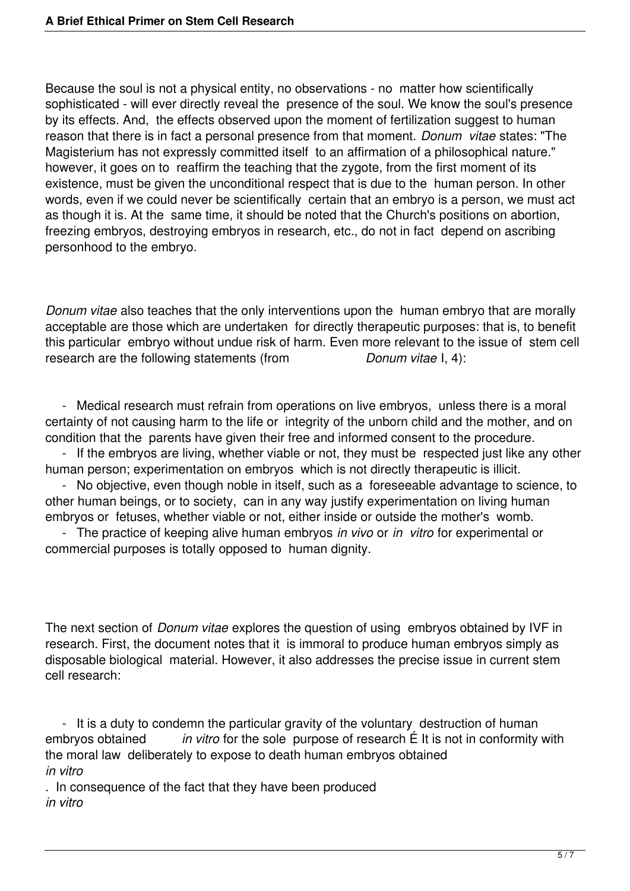Because the soul is not a physical entity, no observations - no matter how scientifically sophisticated - will ever directly reveal the presence of the soul. We know the soul's presence by its effects. And, the effects observed upon the moment of fertilization suggest to human reason that there is in fact a personal presence from that moment. *Donum vitae* states: "The Magisterium has not expressly committed itself to an affirmation of a philosophical nature." however, it goes on to reaffirm the teaching that the zygote, from the first moment of its existence, must be given the unconditional respect that is due to the human person. In other words, even if we could never be scientifically certain that an embryo is a person, we must act as though it is. At the same time, it should be noted that the Church's positions on abortion, freezing embryos, destroying embryos in research, etc., do not in fact depend on ascribing personhood to the embryo.

*Donum vitae* also teaches that the only interventions upon the human embryo that are morally acceptable are those which are undertaken for directly therapeutic purposes: that is, to benefit this particular embryo without undue risk of harm. Even more relevant to the issue of stem cell research are the following statements (from *Donum vitae* I, 4):

- Medical research must refrain from operations on live embryos, unless there is a moral certainty of not causing harm to the life or integrity of the unborn child and the mother, and on condition that the parents have given their free and informed consent to the procedure.
- If the embryos are living, whether viable or not, they must be respected just like any other human person; experimentation on embryos which is not directly therapeutic is illicit.
- No objective, even though noble in itself, such as a foreseeable advantage to science, to other human beings, or to society, can in any way justify experimentation on living human embryos or fetuses, whether viable or not, either inside or outside the mother's womb.
- The practice of keeping alive human embryos *in vivo* or *in vitro* for experimental or commercial purposes is totally opposed to human dignity.

The next section of *Donum vitae* explores the question of using embryos obtained by IVF in research. First, the document notes that it is immoral to produce human embryos simply as disposable biological material. However, it also addresses the precise issue in current stem cell research:

- It is a duty to condemn the particular gravity of the voluntary destruction of human embryos obtained *in vitro* for the sole purpose of research É It is not in conformity with the moral law deliberately to expose to death human embryos obtained *in vitro*. In consequence of the fact that they have been produced *in vitro*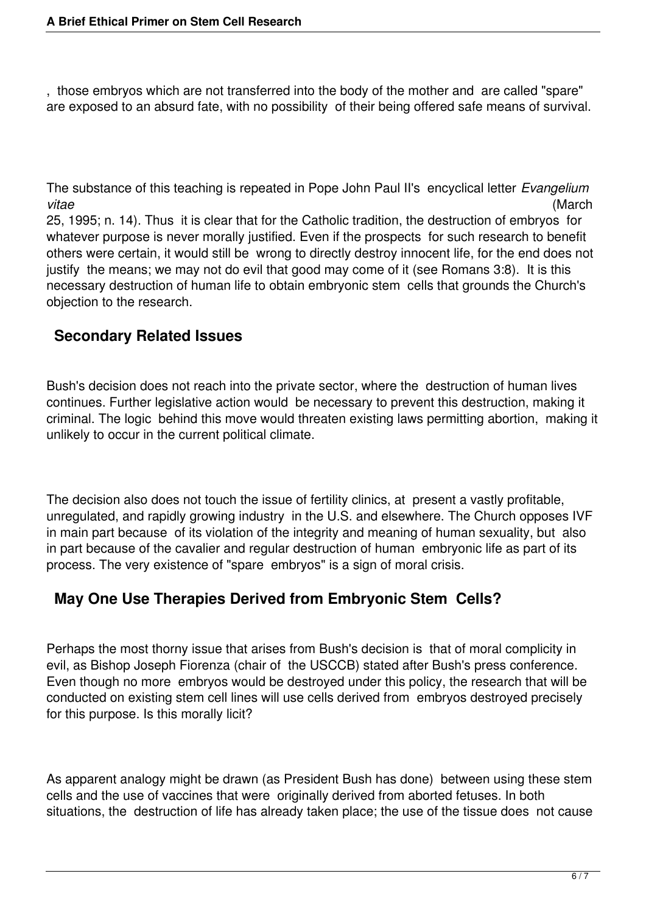, those embryos which are not transferred into the body of the mother and are called "spare" are exposed to an absurd fate, with no possibility of their being offered safe means of survival.

The substance of this teaching is repeated in Pope John Paul II's encyclical letter *Evangelium vitae* (March 25, 1995; n. 14). Thus it is clear that for the Catholic tradition, the destruction of embryos for whatever purpose is never morally justified. Even if the prospects for such research to benefit others were certain, it would still be wrong to directly destroy innocent life, for the end does not justify the means; we may not do evil that good may come of it (see Romans 3:8). It is this necessary destruction of human life to obtain embryonic stem cells that grounds the Church's objection to the research.

## Secondary Related Issues

Bush's decision does not reach into the private sector, where the destruction of human lives continues. Further legislative action would be necessary to prevent this destruction, making it criminal. The logic behind this move would threaten existing laws permitting abortion, making it unlikely to occur in the current political climate.

The decision also does not touch the issue of fertility clinics, at present a vastly profitable, unregulated, and rapidly growing industry in the U.S. and elsewhere. The Church opposes IVF in main part because of its violation of the integrity and meaning of human sexuality, but also in part because of the cavalier and regular destruction of human embryonic life as part of its process. The very existence of "spare embryos" is a sign of moral crisis.

## May One Use Therapies Derived from Embryonic Stem Cells?

Perhaps the most thorny issue that arises from Bush's decision is that of moral complicity in evil, as Bishop Joseph Fiorenza (chair of the USCCB) stated after Bush's press conference. Even though no more embryos would be destroyed under this policy, the research that will be conducted on existing stem cell lines will use cells derived from embryos destroyed precisely for this purpose. Is this morally licit?

As apparent analogy might be drawn (as President Bush has done) between using these stem cells and the use of vaccines that were originally derived from aborted fetuses. In both situations, the destruction of life has already taken place; the use of the tissue does not cause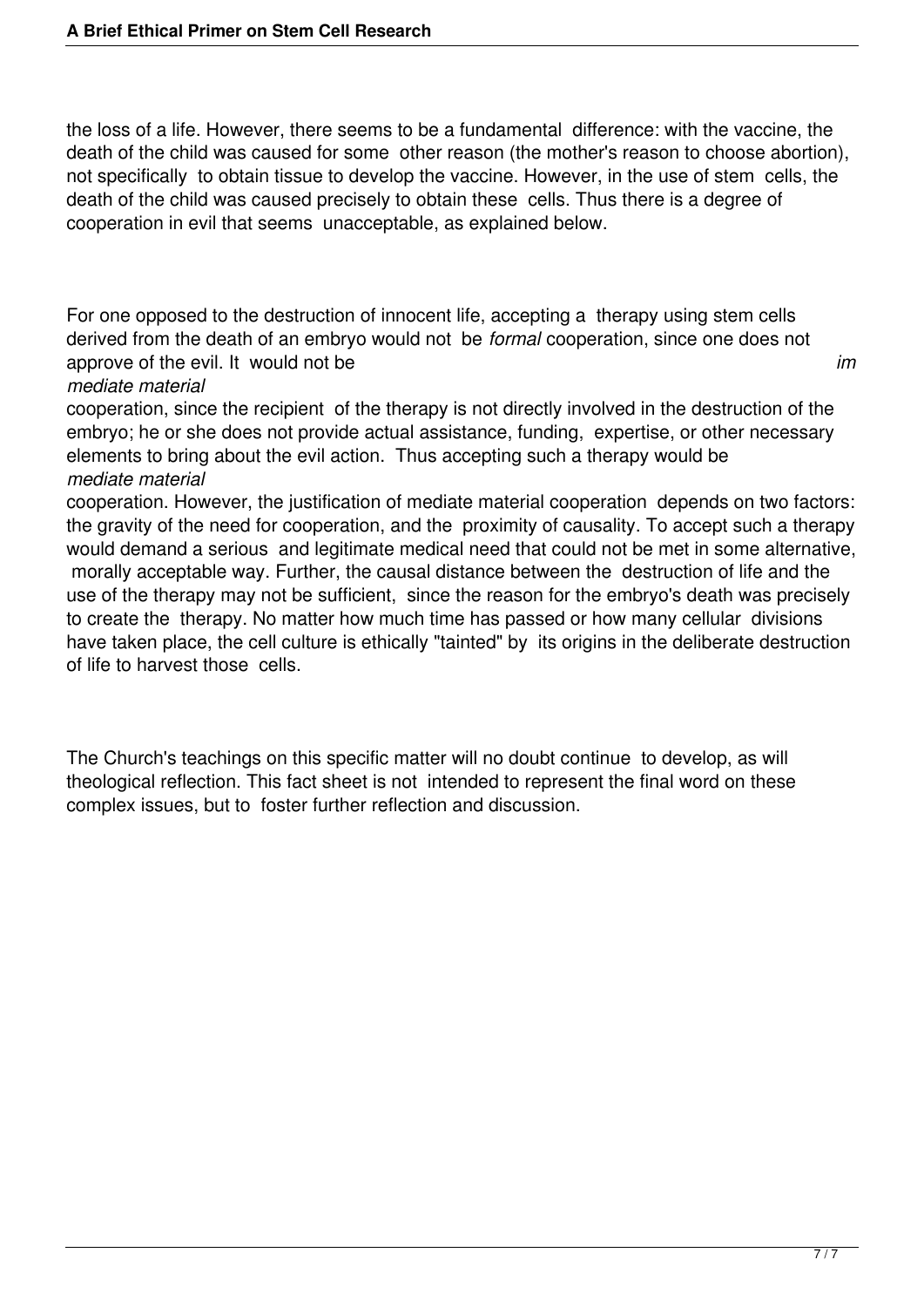the loss of a life. However, there seems to be a fundamental difference: with the vaccine, the death of the child was caused for some other reason (the mother's reason to choose abortion), not specifically to obtain tissue to develop the vaccine. However, in the use of stem cells, the death of the child was caused precisely to obtain these cells. Thus there is a degree of cooperation in evil that seems unacceptable, as explained below.

For one opposed to the destruction of innocent life, accepting a therapy using stem cells derived from the death of an embryo would not be *formal* cooperation, since one does not approve of the evil. It would not be *immediate material* cooperation, since the recipient of the therapy is not directly involved in the destruction of the embryo; he or she does not provide actual assistance, funding, expertise, or other necessary elements to bring about the evil action. Thus accepting such a therapy would be *mediate material* cooperation. However, the justification of mediate material cooperation depends on two factors: the gravity of the need for cooperation, and the proximity of causality. To accept such a therapy would demand a serious and legitimate medical need that could not be met in some alternative, morally acceptable way. Further, the causal distance between the destruction of life and the use of the therapy may not be sufficient, since the reason for the embryo's death was precisely to create the therapy. No matter how much time has passed or how many cellular divisions have taken place, the cell culture is ethically "tainted" by its origins in the deliberate destruction of life to harvest those cells.

The Church's teachings on this specific matter will no doubt continue to develop, as will theological reflection. This fact sheet is not intended to represent the final word on these complex issues, but to foster further reflection and discussion.